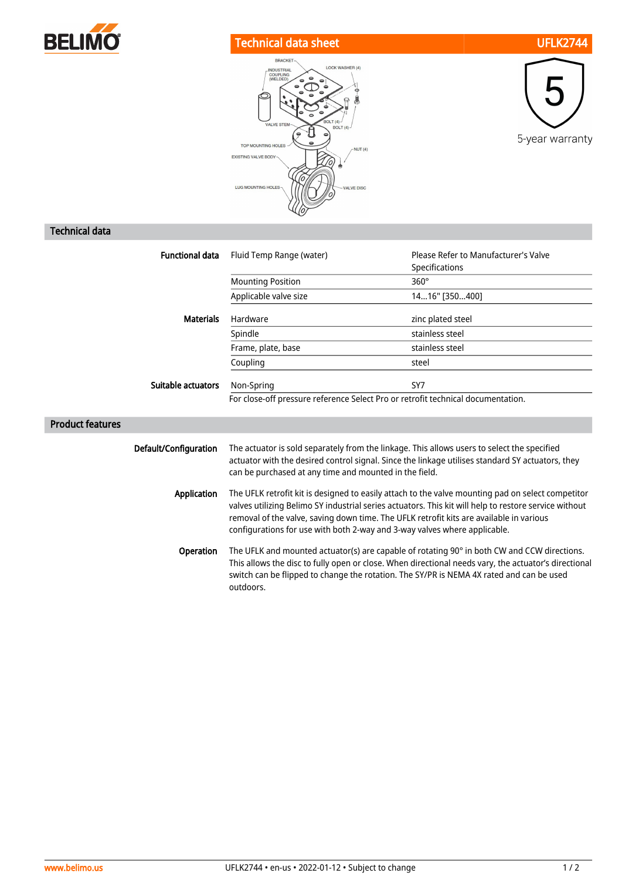BELIMO

## Technical data sheet UFLK2744

5-year warranty

## Technical data

| | | |
|---|---|---|
| **Functional data** | Fluid Temp Range (water) | Please Refer to Manufacturer's Valve Specifications |
| | Mounting Position | 360° |
| | Applicable valve size | 14...16" [350...400] |
| **Materials** | Hardware | zinc plated steel |
| | Spindle | stainless steel |
| | Frame, plate, base | stainless steel |
| | Coupling | steel |
| **Suitable actuators** | Non-Spring | SY7 |

For close-off pressure reference Select Pro or retrofit technical documentation.

## Product features

**Default/Configuration**
The actuator is sold separately from the linkage. This allows users to select the specified actuator with the desired control signal. Since the linkage utilises standard SY actuators, they can be purchased at any time and mounted in the field.

**Application**
The UFLK retrofit kit is designed to easily attach to the valve mounting pad on select competitor valves utilizing Belimo SY industrial series actuators. This kit will help to restore service without removal of the valve, saving down time. The UFLK retrofit kits are available in various configurations for use with both 2-way and 3-way valves where applicable.

**Operation**
The UFLK and mounted actuator(s) are capable of rotating 90° in both CW and CCW directions. This allows the disc to fully open or close. When directional needs vary, the actuator's directional switch can be flipped to change the rotation. The SY/PR is NEMA 4X rated and can be used outdoors.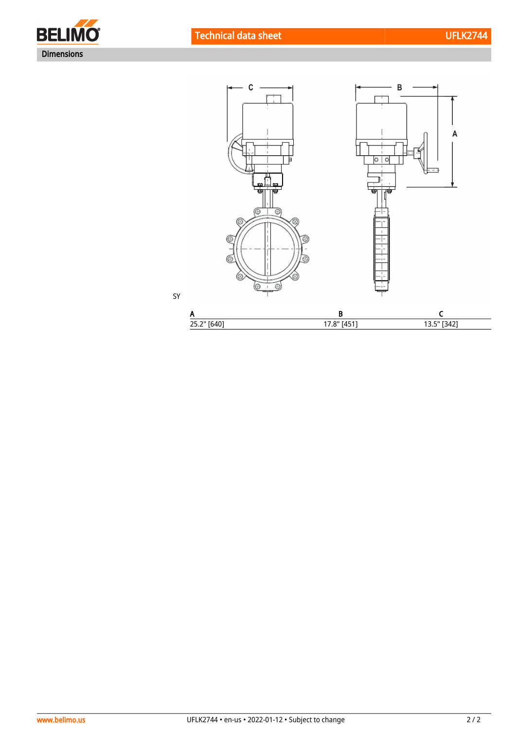## Dimensions

C

B

A

SY

| A | B | C |
| --- | --- | --- |
| 25.2" [640] | 17.8" [451] | 13.5" [342] |